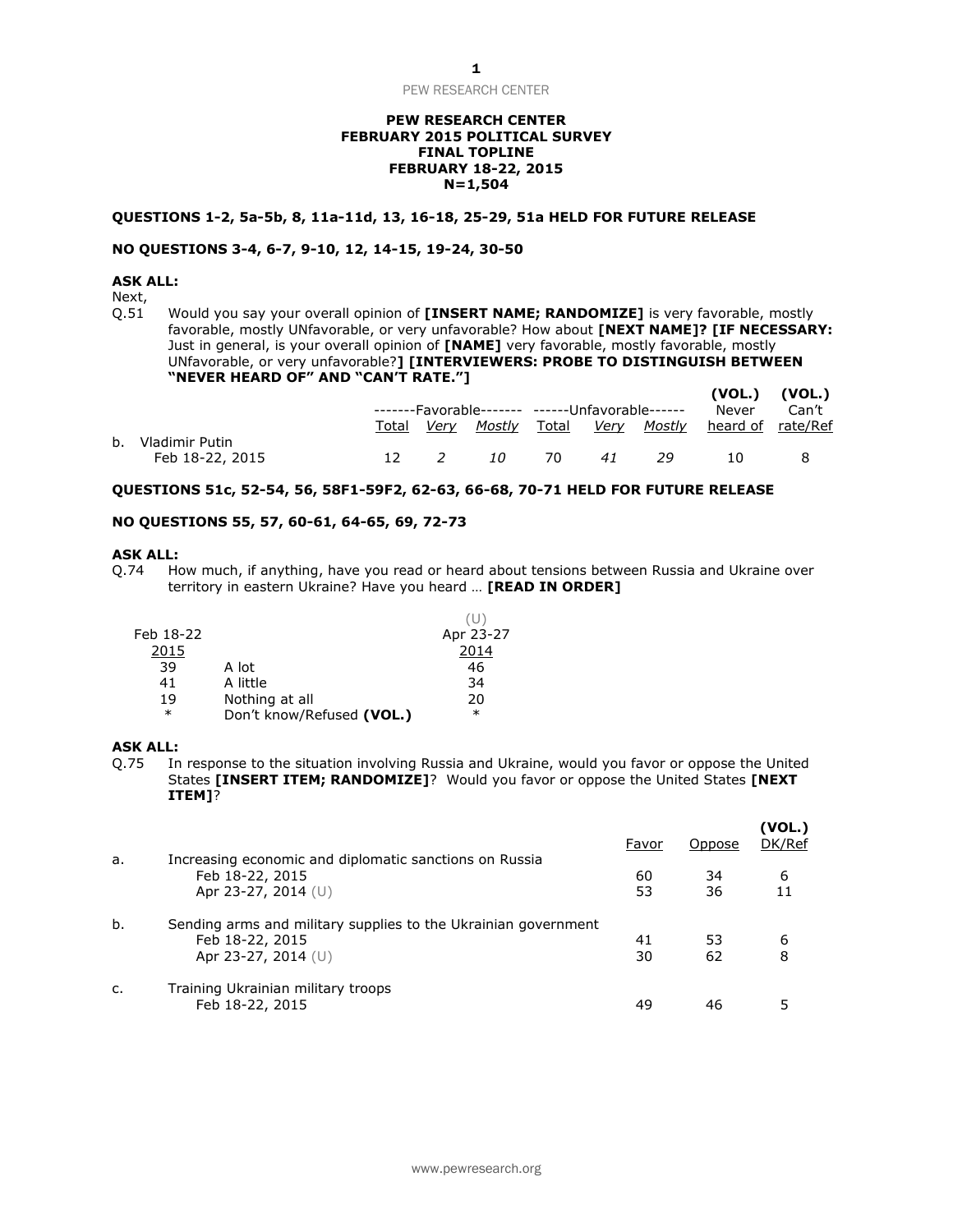**PEW RESEARCH CENTER**
**FEBRUARY 2015 POLITICAL SURVEY**
**FINAL TOPLINE**
**FEBRUARY 18-22, 2015**
**N=1,504**

**QUESTIONS 1-2, 5a-5b, 8, 11a-11d, 13, 16-18, 25-29, 51a HELD FOR FUTURE RELEASE**

**NO QUESTIONS 3-4, 6-7, 9-10, 12, 14-15, 19-24, 30-50**

**ASK ALL:**
Next,
Q.51 Would you say your overall opinion of **[INSERT NAME; RANDOMIZE]** is very favorable, mostly favorable, mostly UNfavorable, or very unfavorable? How about **[NEXT NAME]? [IF NECESSARY:** Just in general, is your overall opinion of **[NAME]** very favorable, mostly favorable, mostly UNfavorable, or very unfavorable?**] [INTERVIEWERS: PROBE TO DISTINGUISH BETWEEN "NEVER HEARD OF" AND "CAN'T RATE."]**

| | -------Favorable------- | | | ------Unfavorable------ | | | (VOL.) Never | (VOL.) Can't |
|---|---|---|---|---|---|---|---|---|
| | Total | *Very* | *Mostly* | Total | *Very* | *Mostly* | heard of | rate/Ref |
| b. Vladimir Putin | | | | | | | | |
| Feb 18-22, 2015 | 12 | *2* | *10* | 70 | *41* | *29* | 10 | 8 |

**QUESTIONS 51c, 52-54, 56, 58F1-59F2, 62-63, 66-68, 70-71 HELD FOR FUTURE RELEASE**

**NO QUESTIONS 55, 57, 60-61, 64-65, 69, 72-73**

**ASK ALL:**
Q.74 How much, if anything, have you read or heard about tensions between Russia and Ukraine over territory in eastern Ukraine? Have you heard … **[READ IN ORDER]**

| Feb 18-22 2015 | | (U) Apr 23-27 2014 |
|---|---|---|
| 39 | A lot | 46 |
| 41 | A little | 34 |
| 19 | Nothing at all | 20 |
| * | Don't know/Refused **(VOL.)** | * |

**ASK ALL:**
Q.75 In response to the situation involving Russia and Ukraine, would you favor or oppose the United States **[INSERT ITEM; RANDOMIZE]**? Would you favor or oppose the United States **[NEXT ITEM]**?

| | | Favor | Oppose | (VOL.) DK/Ref |
|---|---|---|---|---|
| a. | Increasing economic and diplomatic sanctions on Russia | | | |
| | Feb 18-22, 2015 | 60 | 34 | 6 |
| | Apr 23-27, 2014 (U) | 53 | 36 | 11 |
| b. | Sending arms and military supplies to the Ukrainian government | | | |
| | Feb 18-22, 2015 | 41 | 53 | 6 |
| | Apr 23-27, 2014 (U) | 30 | 62 | 8 |
| c. | Training Ukrainian military troops | | | |
| | Feb 18-22, 2015 | 49 | 46 | 5 |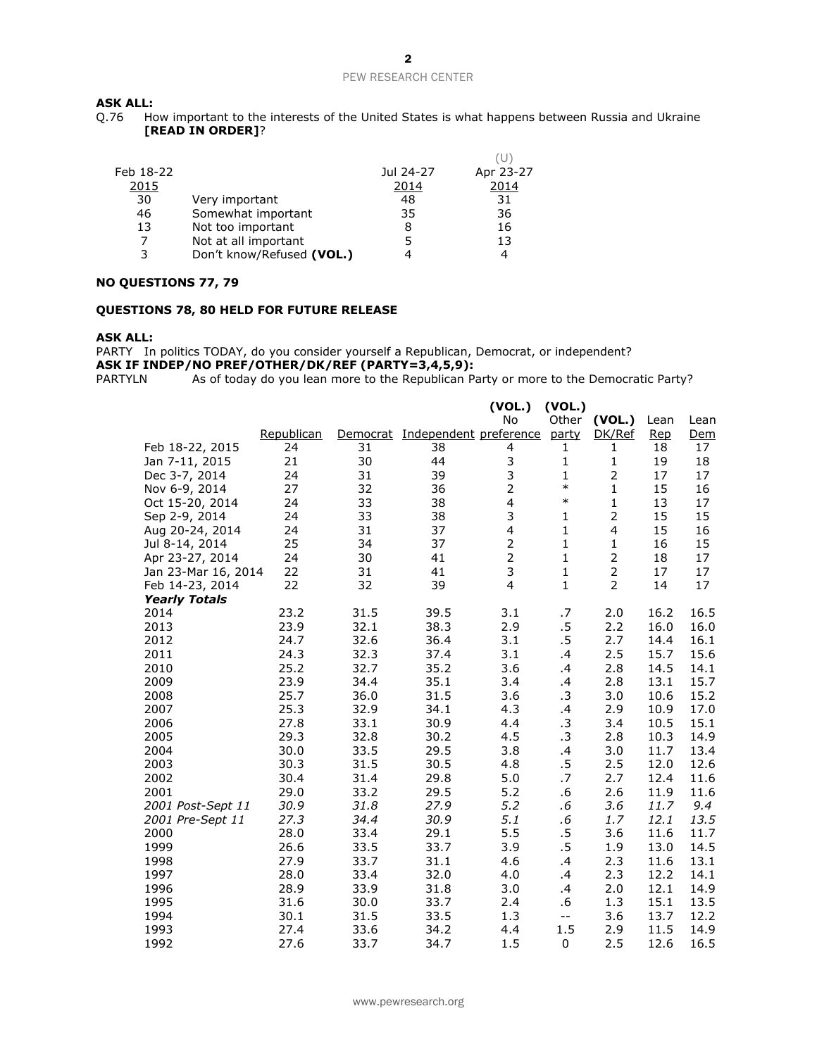**ASK ALL:**

Q.76 How important to the interests of the United States is what happens between Russia and Ukraine **[READ IN ORDER]**?

| Feb 18-22 2015 | | Jul 24-27 2014 | (U) Apr 23-27 2014 |
|---|---|---|---|
| 30 | Very important | 48 | 31 |
| 46 | Somewhat important | 35 | 36 |
| 13 | Not too important | 8 | 16 |
| 7 | Not at all important | 5 | 13 |
| 3 | Don't know/Refused **(VOL.)** | 4 | 4 |

**NO QUESTIONS 77, 79**

**QUESTIONS 78, 80 HELD FOR FUTURE RELEASE**

**ASK ALL:**

PARTY In politics TODAY, do you consider yourself a Republican, Democrat, or independent?

**ASK IF INDEP/NO PREF/OTHER/DK/REF (PARTY=3,4,5,9):**

PARTYLN As of today do you lean more to the Republican Party or more to the Democratic Party?

| | Republican | Democrat | Independent | **(VOL.)** No preference | **(VOL.)** Other party | **(VOL.)** DK/Ref | Lean Rep | Lean Dem |
|---|---|---|---|---|---|---|---|---|
| Feb 18-22, 2015 | 24 | 31 | 38 | 4 | 1 | 1 | 18 | 17 |
| Jan 7-11, 2015 | 21 | 30 | 44 | 3 | 1 | 1 | 19 | 18 |
| Dec 3-7, 2014 | 24 | 31 | 39 | 3 | 1 | 2 | 17 | 17 |
| Nov 6-9, 2014 | 27 | 32 | 36 | 2 | * | 1 | 15 | 16 |
| Oct 15-20, 2014 | 24 | 33 | 38 | 4 | * | 1 | 13 | 17 |
| Sep 2-9, 2014 | 24 | 33 | 38 | 3 | 1 | 2 | 15 | 15 |
| Aug 20-24, 2014 | 24 | 31 | 37 | 4 | 1 | 4 | 15 | 16 |
| Jul 8-14, 2014 | 25 | 34 | 37 | 2 | 1 | 1 | 16 | 15 |
| Apr 23-27, 2014 | 24 | 30 | 41 | 2 | 1 | 2 | 18 | 17 |
| Jan 23-Mar 16, 2014 | 22 | 31 | 41 | 3 | 1 | 2 | 17 | 17 |
| Feb 14-23, 2014 | 22 | 32 | 39 | 4 | 1 | 2 | 14 | 17 |
| ***Yearly Totals*** | | | | | | | | |
| 2014 | 23.2 | 31.5 | 39.5 | 3.1 | .7 | 2.0 | 16.2 | 16.5 |
| 2013 | 23.9 | 32.1 | 38.3 | 2.9 | .5 | 2.2 | 16.0 | 16.0 |
| 2012 | 24.7 | 32.6 | 36.4 | 3.1 | .5 | 2.7 | 14.4 | 16.1 |
| 2011 | 24.3 | 32.3 | 37.4 | 3.1 | .4 | 2.5 | 15.7 | 15.6 |
| 2010 | 25.2 | 32.7 | 35.2 | 3.6 | .4 | 2.8 | 14.5 | 14.1 |
| 2009 | 23.9 | 34.4 | 35.1 | 3.4 | .4 | 2.8 | 13.1 | 15.7 |
| 2008 | 25.7 | 36.0 | 31.5 | 3.6 | .3 | 3.0 | 10.6 | 15.2 |
| 2007 | 25.3 | 32.9 | 34.1 | 4.3 | .4 | 2.9 | 10.9 | 17.0 |
| 2006 | 27.8 | 33.1 | 30.9 | 4.4 | .3 | 3.4 | 10.5 | 15.1 |
| 2005 | 29.3 | 32.8 | 30.2 | 4.5 | .3 | 2.8 | 10.3 | 14.9 |
| 2004 | 30.0 | 33.5 | 29.5 | 3.8 | .4 | 3.0 | 11.7 | 13.4 |
| 2003 | 30.3 | 31.5 | 30.5 | 4.8 | .5 | 2.5 | 12.0 | 12.6 |
| 2002 | 30.4 | 31.4 | 29.8 | 5.0 | .7 | 2.7 | 12.4 | 11.6 |
| 2001 | 29.0 | 33.2 | 29.5 | 5.2 | .6 | 2.6 | 11.9 | 11.6 |
| *2001 Post-Sept 11* | *30.9* | *31.8* | *27.9* | *5.2* | *.6* | *3.6* | *11.7* | *9.4* |
| *2001 Pre-Sept 11* | *27.3* | *34.4* | *30.9* | *5.1* | *.6* | *1.7* | *12.1* | *13.5* |
| 2000 | 28.0 | 33.4 | 29.1 | 5.5 | .5 | 3.6 | 11.6 | 11.7 |
| 1999 | 26.6 | 33.5 | 33.7 | 3.9 | .5 | 1.9 | 13.0 | 14.5 |
| 1998 | 27.9 | 33.7 | 31.1 | 4.6 | .4 | 2.3 | 11.6 | 13.1 |
| 1997 | 28.0 | 33.4 | 32.0 | 4.0 | .4 | 2.3 | 12.2 | 14.1 |
| 1996 | 28.9 | 33.9 | 31.8 | 3.0 | .4 | 2.0 | 12.1 | 14.9 |
| 1995 | 31.6 | 30.0 | 33.7 | 2.4 | .6 | 1.3 | 15.1 | 13.5 |
| 1994 | 30.1 | 31.5 | 33.5 | 1.3 | -- | 3.6 | 13.7 | 12.2 |
| 1993 | 27.4 | 33.6 | 34.2 | 4.4 | 1.5 | 2.9 | 11.5 | 14.9 |
| 1992 | 27.6 | 33.7 | 34.7 | 1.5 | 0 | 2.5 | 12.6 | 16.5 |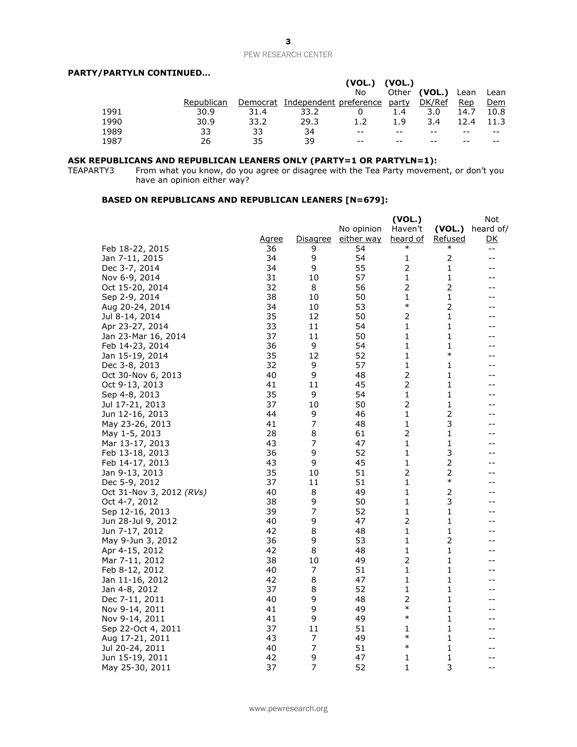**PARTY/PARTYLN CONTINUED…**

| | Republican | Democrat | Independent | (VOL.) No preference | (VOL.) Other party | (VOL.) DK/Ref | Lean Rep | Lean Dem |
|---|---|---|---|---|---|---|---|---|
| 1991 | 30.9 | 31.4 | 33.2 | 0 | 1.4 | 3.0 | 14.7 | 10.8 |
| 1990 | 30.9 | 33.2 | 29.3 | 1.2 | 1.9 | 3.4 | 12.4 | 11.3 |
| 1989 | 33 | 33 | 34 | -- | -- | -- | -- | -- |
| 1987 | 26 | 35 | 39 | -- | -- | -- | -- | -- |

**ASK REPUBLICANS AND REPUBLICAN LEANERS ONLY (PARTY=1 OR PARTYLN=1):**

TEAPARTY3 From what you know, do you agree or disagree with the Tea Party movement, or don't you have an opinion either way?

**BASED ON REPUBLICANS AND REPUBLICAN LEANERS [N=679]:**

| | Agree | Disagree | No opinion either way | (VOL.) Haven't heard of | (VOL.) Refused | Not heard of/ DK |
|---|---|---|---|---|---|---|
| Feb 18-22, 2015 | 36 | 9 | 54 | * | * | -- |
| Jan 7-11, 2015 | 34 | 9 | 54 | 1 | 2 | -- |
| Dec 3-7, 2014 | 34 | 9 | 55 | 2 | 1 | -- |
| Nov 6-9, 2014 | 31 | 10 | 57 | 1 | 1 | -- |
| Oct 15-20, 2014 | 32 | 8 | 56 | 2 | 2 | -- |
| Sep 2-9, 2014 | 38 | 10 | 50 | 1 | 1 | -- |
| Aug 20-24, 2014 | 34 | 10 | 53 | * | 2 | -- |
| Jul 8-14, 2014 | 35 | 12 | 50 | 2 | 1 | -- |
| Apr 23-27, 2014 | 33 | 11 | 54 | 1 | 1 | -- |
| Jan 23-Mar 16, 2014 | 37 | 11 | 50 | 1 | 1 | -- |
| Feb 14-23, 2014 | 36 | 9 | 54 | 1 | 1 | -- |
| Jan 15-19, 2014 | 35 | 12 | 52 | 1 | * | -- |
| Dec 3-8, 2013 | 32 | 9 | 57 | 1 | 1 | -- |
| Oct 30-Nov 6, 2013 | 40 | 9 | 48 | 2 | 1 | -- |
| Oct 9-13, 2013 | 41 | 11 | 45 | 2 | 1 | -- |
| Sep 4-8, 2013 | 35 | 9 | 54 | 1 | 1 | -- |
| Jul 17-21, 2013 | 37 | 10 | 50 | 2 | 1 | -- |
| Jun 12-16, 2013 | 44 | 9 | 46 | 1 | 2 | -- |
| May 23-26, 2013 | 41 | 7 | 48 | 1 | 3 | -- |
| May 1-5, 2013 | 28 | 8 | 61 | 2 | 1 | -- |
| Mar 13-17, 2013 | 43 | 7 | 47 | 1 | 1 | -- |
| Feb 13-18, 2013 | 36 | 9 | 52 | 1 | 3 | -- |
| Feb 14-17, 2013 | 43 | 9 | 45 | 1 | 2 | -- |
| Jan 9-13, 2013 | 35 | 10 | 51 | 2 | 2 | -- |
| Dec 5-9, 2012 | 37 | 11 | 51 | 1 | * | -- |
| Oct 31-Nov 3, 2012 *(RVs)* | 40 | 8 | 49 | 1 | 2 | -- |
| Oct 4-7, 2012 | 38 | 9 | 50 | 1 | 3 | -- |
| Sep 12-16, 2013 | 39 | 7 | 52 | 1 | 1 | -- |
| Jun 28-Jul 9, 2012 | 40 | 9 | 47 | 2 | 1 | -- |
| Jun 7-17, 2012 | 42 | 8 | 48 | 1 | 1 | -- |
| May 9-Jun 3, 2012 | 36 | 9 | 53 | 1 | 2 | -- |
| Apr 4-15, 2012 | 42 | 8 | 48 | 1 | 1 | -- |
| Mar 7-11, 2012 | 38 | 10 | 49 | 2 | 1 | -- |
| Feb 8-12, 2012 | 40 | 7 | 51 | 1 | 1 | -- |
| Jan 11-16, 2012 | 42 | 8 | 47 | 1 | 1 | -- |
| Jan 4-8, 2012 | 37 | 8 | 52 | 1 | 1 | -- |
| Dec 7-11, 2011 | 40 | 9 | 48 | 2 | 1 | -- |
| Nov 9-14, 2011 | 41 | 9 | 49 | * | 1 | -- |
| Nov 9-14, 2011 | 41 | 9 | 49 | * | 1 | -- |
| Sep 22-Oct 4, 2011 | 37 | 11 | 51 | 1 | 1 | -- |
| Aug 17-21, 2011 | 43 | 7 | 49 | * | 1 | -- |
| Jul 20-24, 2011 | 40 | 7 | 51 | * | 1 | -- |
| Jun 15-19, 2011 | 42 | 9 | 47 | 1 | 1 | -- |
| May 25-30, 2011 | 37 | 7 | 52 | 1 | 3 | -- |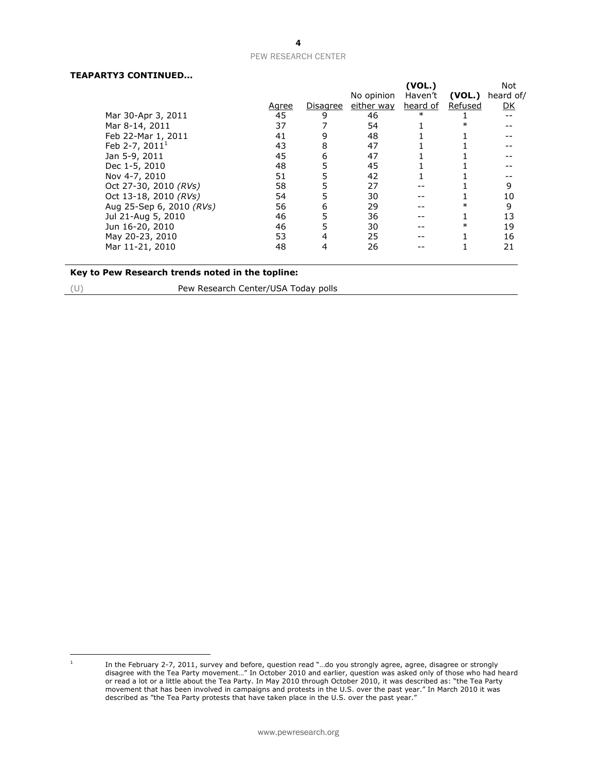**TEAPARTY3 CONTINUED…**

| | Agree | Disagree | No opinion either way | (VOL.) Haven't heard of | (VOL.) Refused | Not heard of/ DK |
|---|---|---|---|---|---|---|
| Mar 30-Apr 3, 2011 | 45 | 9 | 46 | * | 1 | -- |
| Mar 8-14, 2011 | 37 | 7 | 54 | 1 | * | -- |
| Feb 22-Mar 1, 2011 | 41 | 9 | 48 | 1 | 1 | -- |
| Feb 2-7, 2011[1] | 43 | 8 | 47 | 1 | 1 | -- |
| Jan 5-9, 2011 | 45 | 6 | 47 | 1 | 1 | -- |
| Dec 1-5, 2010 | 48 | 5 | 45 | 1 | 1 | -- |
| Nov 4-7, 2010 | 51 | 5 | 42 | 1 | 1 | -- |
| Oct 27-30, 2010 *(RVs)* | 58 | 5 | 27 | -- | 1 | 9 |
| Oct 13-18, 2010 *(RVs)* | 54 | 5 | 30 | -- | 1 | 10 |
| Aug 25-Sep 6, 2010 *(RVs)* | 56 | 6 | 29 | -- | * | 9 |
| Jul 21-Aug 5, 2010 | 46 | 5 | 36 | -- | 1 | 13 |
| Jun 16-20, 2010 | 46 | 5 | 30 | -- | * | 19 |
| May 20-23, 2010 | 53 | 4 | 25 | -- | 1 | 16 |
| Mar 11-21, 2010 | 48 | 4 | 26 | -- | 1 | 21 |

**Key to Pew Research trends noted in the topline:**

(U) Pew Research Center/USA Today polls

[1] In the February 2-7, 2011, survey and before, question read "…do you strongly agree, agree, disagree or strongly disagree with the Tea Party movement…" In October 2010 and earlier, question was asked only of those who had heard or read a lot or a little about the Tea Party. In May 2010 through October 2010, it was described as: "the Tea Party movement that has been involved in campaigns and protests in the U.S. over the past year." In March 2010 it was described as "the Tea Party protests that have taken place in the U.S. over the past year."